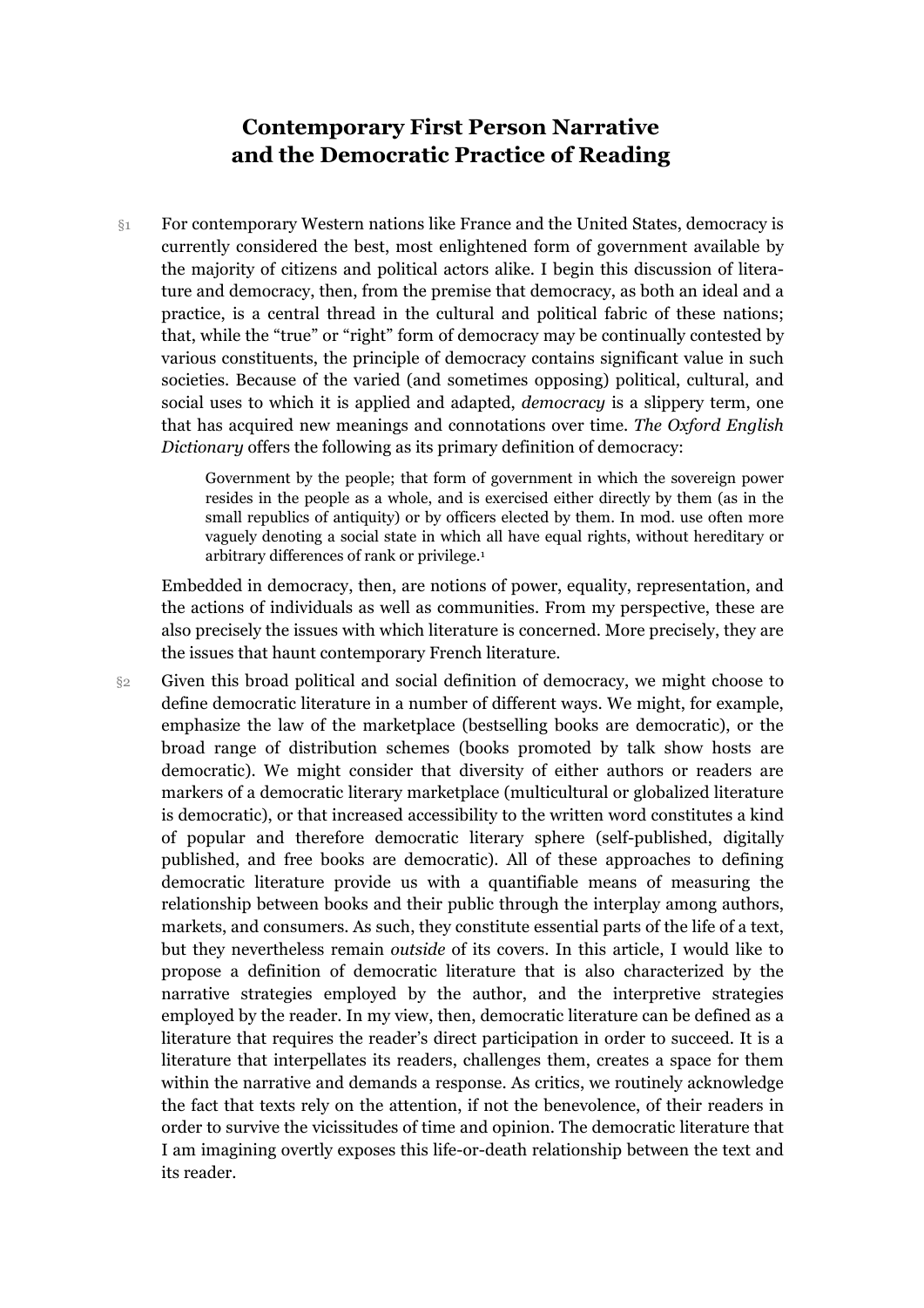# Contemporary First Person Narrative and the Democratic Practice of Reading

§1 For contemporary Western nations like France and the United States, democracy is currently considered the best, most enlightened form of government available by the majority of citizens and political actors alike. I begin this discussion of literature and democracy, then, from the premise that democracy, as both an ideal and a practice, is a central thread in the cultural and political fabric of these nations; that, while the "true" or "right" form of democracy may be continually contested by various constituents, the principle of democracy contains significant value in such societies. Because of the varied (and sometimes opposing) political, cultural, and social uses to which it is applied and adapted, *democracy* is a slippery term, one that has acquired new meanings and connotations over time. *The Oxford English Dictionary* offers the following as its primary definition of democracy:

> Government by the people; that form of government in which the sovereign power resides in the people as a whole, and is exercised either directly by them (as in the small republics of antiquity) or by officers elected by them. In mod. use often more vaguely denoting a social state in which all have equal rights, without hereditary or arbitrary differences of rank or privilege.[1]

Embedded in democracy, then, are notions of power, equality, representation, and the actions of individuals as well as communities. From my perspective, these are also precisely the issues with which literature is concerned. More precisely, they are the issues that haunt contemporary French literature.

§2 Given this broad political and social definition of democracy, we might choose to define democratic literature in a number of different ways. We might, for example, emphasize the law of the marketplace (bestselling books are democratic), or the broad range of distribution schemes (books promoted by talk show hosts are democratic). We might consider that diversity of either authors or readers are markers of a democratic literary marketplace (multicultural or globalized literature is democratic), or that increased accessibility to the written word constitutes a kind of popular and therefore democratic literary sphere (self-published, digitally published, and free books are democratic). All of these approaches to defining democratic literature provide us with a quantifiable means of measuring the relationship between books and their public through the interplay among authors, markets, and consumers. As such, they constitute essential parts of the life of a text, but they nevertheless remain *outside* of its covers. In this article, I would like to propose a definition of democratic literature that is also characterized by the narrative strategies employed by the author, and the interpretive strategies employed by the reader. In my view, then, democratic literature can be defined as a literature that requires the reader's direct participation in order to succeed. It is a literature that interpellates its readers, challenges them, creates a space for them within the narrative and demands a response. As critics, we routinely acknowledge the fact that texts rely on the attention, if not the benevolence, of their readers in order to survive the vicissitudes of time and opinion. The democratic literature that I am imagining overtly exposes this life-or-death relationship between the text and its reader.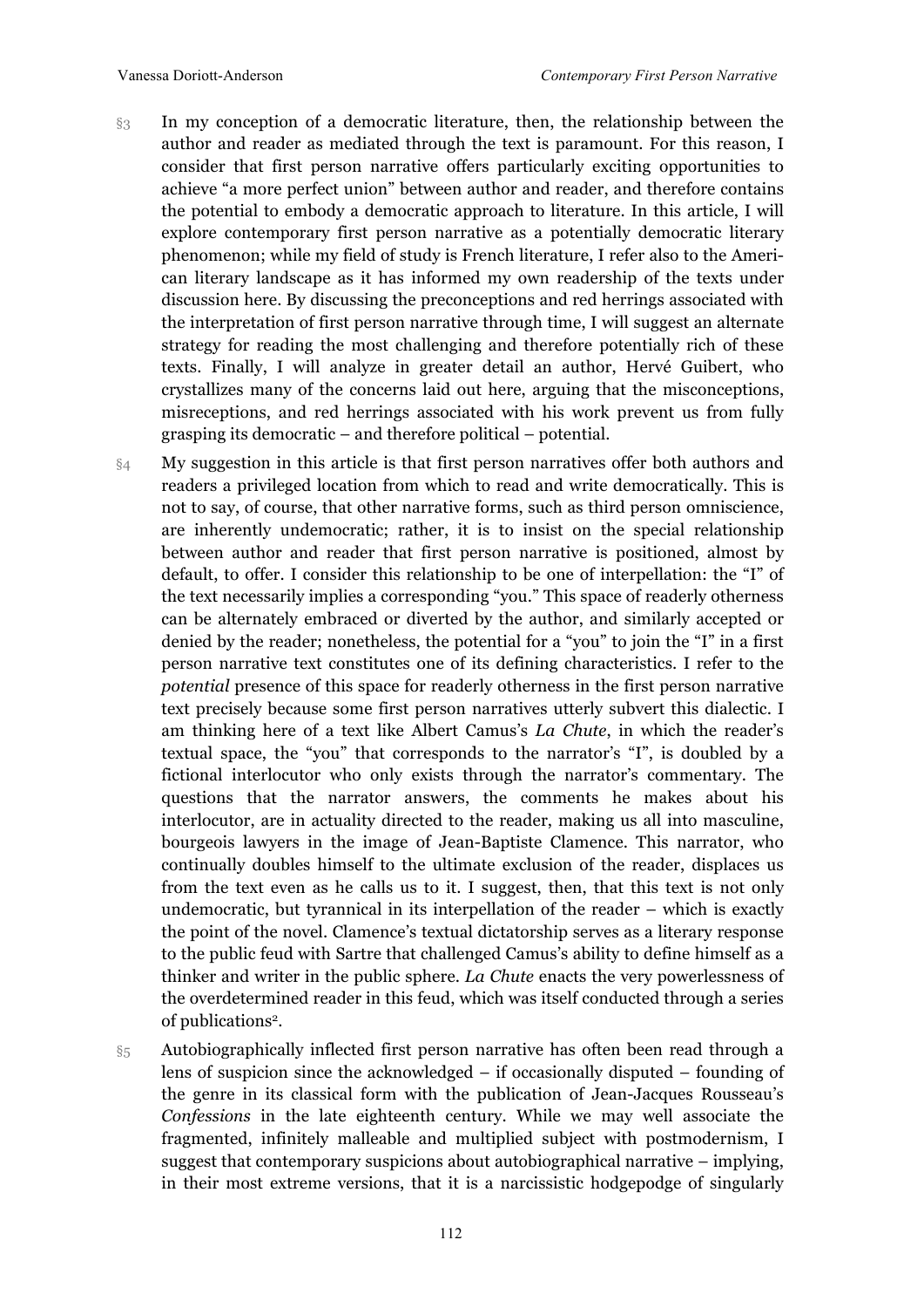§3 In my conception of a democratic literature, then, the relationship between the author and reader as mediated through the text is paramount. For this reason, I consider that first person narrative offers particularly exciting opportunities to achieve "a more perfect union" between author and reader, and therefore contains the potential to embody a democratic approach to literature. In this article, I will explore contemporary first person narrative as a potentially democratic literary phenomenon; while my field of study is French literature, I refer also to the American literary landscape as it has informed my own readership of the texts under discussion here. By discussing the preconceptions and red herrings associated with the interpretation of first person narrative through time, I will suggest an alternate strategy for reading the most challenging and therefore potentially rich of these texts. Finally, I will analyze in greater detail an author, Hervé Guibert, who crystallizes many of the concerns laid out here, arguing that the misconceptions, misreceptions, and red herrings associated with his work prevent us from fully grasping its democratic – and therefore political – potential.

§4 My suggestion in this article is that first person narratives offer both authors and readers a privileged location from which to read and write democratically. This is not to say, of course, that other narrative forms, such as third person omniscience, are inherently undemocratic; rather, it is to insist on the special relationship between author and reader that first person narrative is positioned, almost by default, to offer. I consider this relationship to be one of interpellation: the "I" of the text necessarily implies a corresponding "you." This space of readerly otherness can be alternately embraced or diverted by the author, and similarly accepted or denied by the reader; nonetheless, the potential for a "you" to join the "I" in a first person narrative text constitutes one of its defining characteristics. I refer to the *potential* presence of this space for readerly otherness in the first person narrative text precisely because some first person narratives utterly subvert this dialectic. I am thinking here of a text like Albert Camus's *La Chute*, in which the reader's textual space, the "you" that corresponds to the narrator's "I", is doubled by a fictional interlocutor who only exists through the narrator's commentary. The questions that the narrator answers, the comments he makes about his interlocutor, are in actuality directed to the reader, making us all into masculine, bourgeois lawyers in the image of Jean-Baptiste Clamence. This narrator, who continually doubles himself to the ultimate exclusion of the reader, displaces us from the text even as he calls us to it. I suggest, then, that this text is not only undemocratic, but tyrannical in its interpellation of the reader – which is exactly the point of the novel. Clamence's textual dictatorship serves as a literary response to the public feud with Sartre that challenged Camus's ability to define himself as a thinker and writer in the public sphere. *La Chute* enacts the very powerlessness of the overdetermined reader in this feud, which was itself conducted through a series of publications[2].

§5 Autobiographically inflected first person narrative has often been read through a lens of suspicion since the acknowledged – if occasionally disputed – founding of the genre in its classical form with the publication of Jean-Jacques Rousseau's *Confessions* in the late eighteenth century. While we may well associate the fragmented, infinitely malleable and multiplied subject with postmodernism, I suggest that contemporary suspicions about autobiographical narrative – implying, in their most extreme versions, that it is a narcissistic hodgepodge of singularly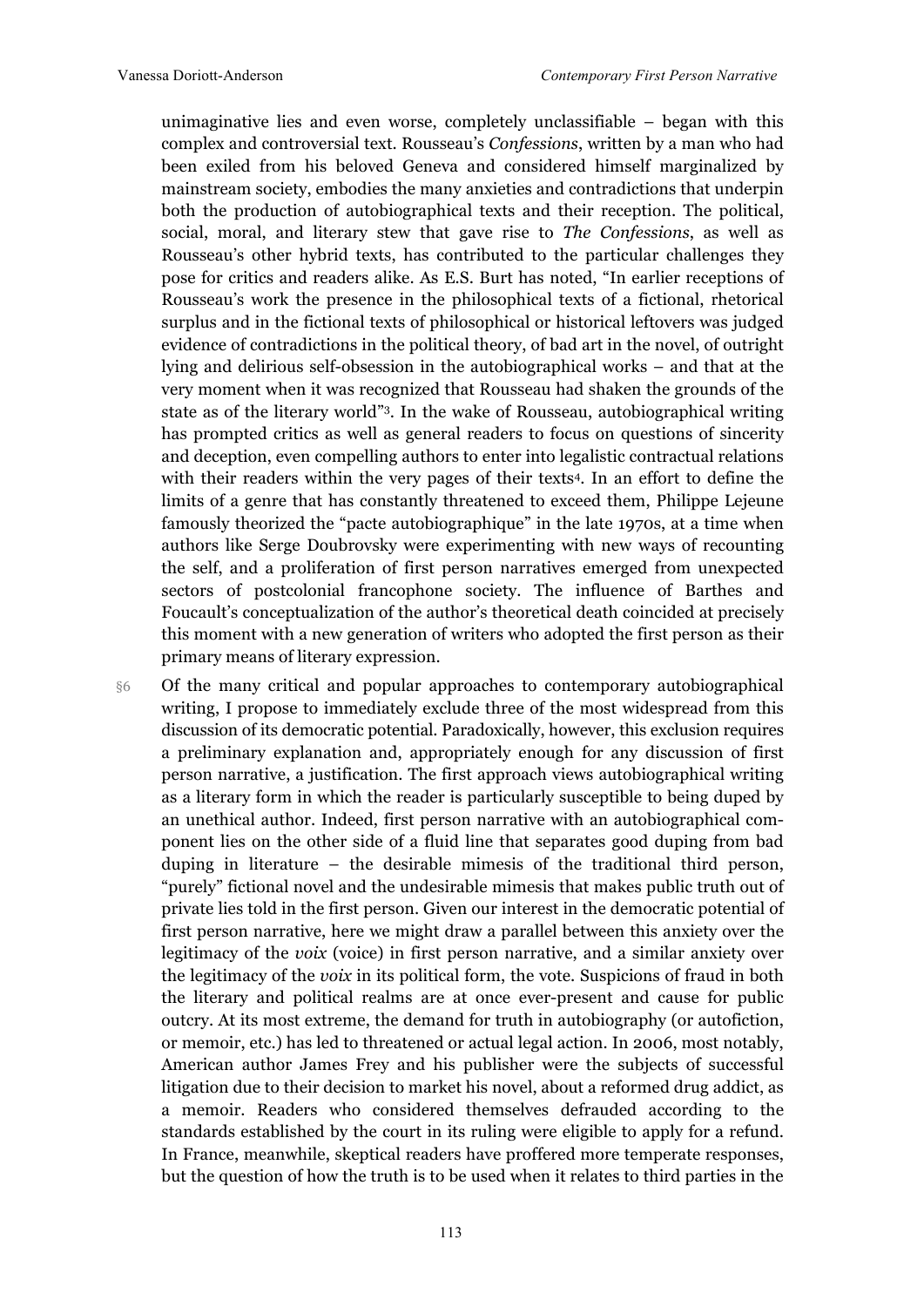unimaginative lies and even worse, completely unclassifiable – began with this complex and controversial text. Rousseau's *Confessions*, written by a man who had been exiled from his beloved Geneva and considered himself marginalized by mainstream society, embodies the many anxieties and contradictions that underpin both the production of autobiographical texts and their reception. The political, social, moral, and literary stew that gave rise to *The Confessions*, as well as Rousseau's other hybrid texts, has contributed to the particular challenges they pose for critics and readers alike. As E.S. Burt has noted, "In earlier receptions of Rousseau's work the presence in the philosophical texts of a fictional, rhetorical surplus and in the fictional texts of philosophical or historical leftovers was judged evidence of contradictions in the political theory, of bad art in the novel, of outright lying and delirious self-obsession in the autobiographical works – and that at the very moment when it was recognized that Rousseau had shaken the grounds of the state as of the literary world"[3]. In the wake of Rousseau, autobiographical writing has prompted critics as well as general readers to focus on questions of sincerity and deception, even compelling authors to enter into legalistic contractual relations with their readers within the very pages of their texts[4]. In an effort to define the limits of a genre that has constantly threatened to exceed them, Philippe Lejeune famously theorized the "pacte autobiographique" in the late 1970s, at a time when authors like Serge Doubrovsky were experimenting with new ways of recounting the self, and a proliferation of first person narratives emerged from unexpected sectors of postcolonial francophone society. The influence of Barthes and Foucault's conceptualization of the author's theoretical death coincided at precisely this moment with a new generation of writers who adopted the first person as their primary means of literary expression.

§6 Of the many critical and popular approaches to contemporary autobiographical writing, I propose to immediately exclude three of the most widespread from this discussion of its democratic potential. Paradoxically, however, this exclusion requires a preliminary explanation and, appropriately enough for any discussion of first person narrative, a justification. The first approach views autobiographical writing as a literary form in which the reader is particularly susceptible to being duped by an unethical author. Indeed, first person narrative with an autobiographical component lies on the other side of a fluid line that separates good duping from bad duping in literature – the desirable mimesis of the traditional third person, "purely" fictional novel and the undesirable mimesis that makes public truth out of private lies told in the first person. Given our interest in the democratic potential of first person narrative, here we might draw a parallel between this anxiety over the legitimacy of the *voix* (voice) in first person narrative, and a similar anxiety over the legitimacy of the *voix* in its political form, the vote. Suspicions of fraud in both the literary and political realms are at once ever-present and cause for public outcry. At its most extreme, the demand for truth in autobiography (or autofiction, or memoir, etc.) has led to threatened or actual legal action. In 2006, most notably, American author James Frey and his publisher were the subjects of successful litigation due to their decision to market his novel, about a reformed drug addict, as a memoir. Readers who considered themselves defrauded according to the standards established by the court in its ruling were eligible to apply for a refund. In France, meanwhile, skeptical readers have proffered more temperate responses, but the question of how the truth is to be used when it relates to third parties in the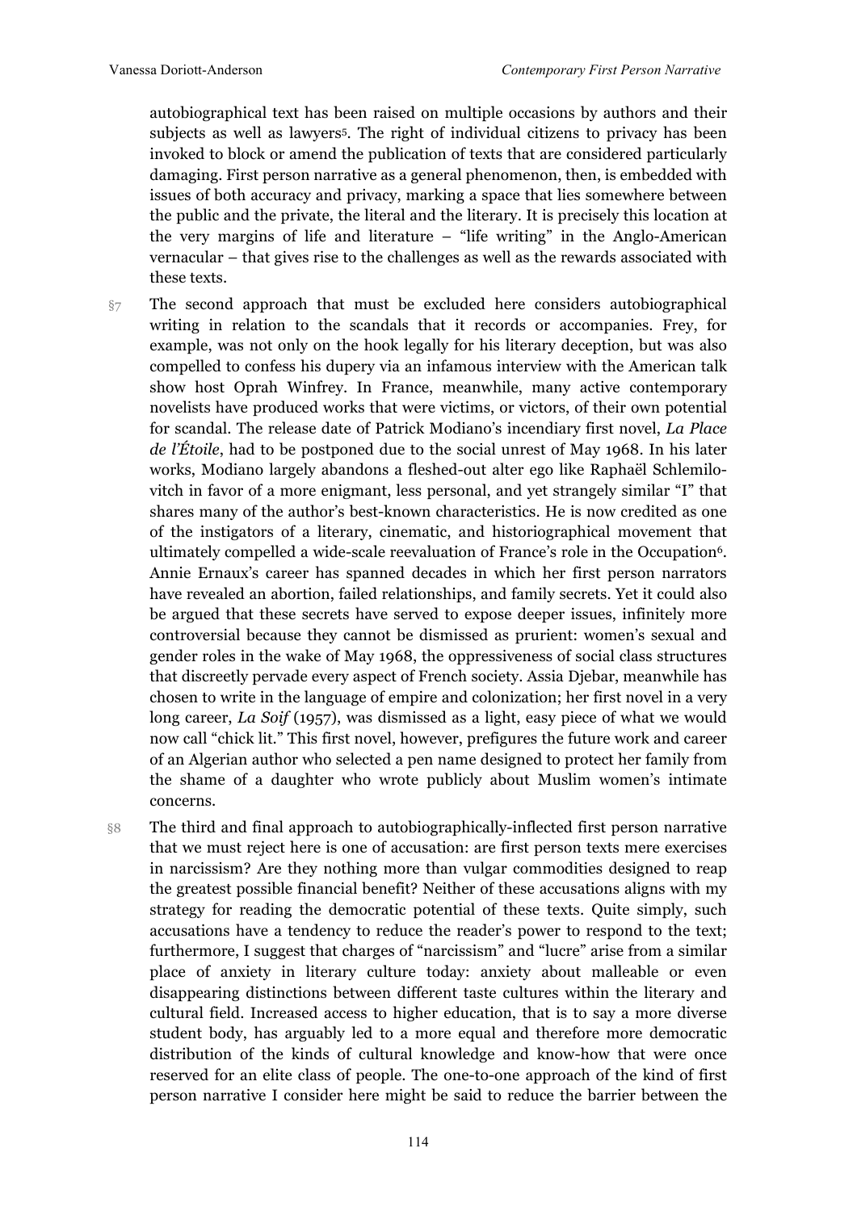autobiographical text has been raised on multiple occasions by authors and their subjects as well as lawyers[5]. The right of individual citizens to privacy has been invoked to block or amend the publication of texts that are considered particularly damaging. First person narrative as a general phenomenon, then, is embedded with issues of both accuracy and privacy, marking a space that lies somewhere between the public and the private, the literal and the literary. It is precisely this location at the very margins of life and literature – "life writing" in the Anglo-American vernacular – that gives rise to the challenges as well as the rewards associated with these texts.

§7 The second approach that must be excluded here considers autobiographical writing in relation to the scandals that it records or accompanies. Frey, for example, was not only on the hook legally for his literary deception, but was also compelled to confess his dupery via an infamous interview with the American talk show host Oprah Winfrey. In France, meanwhile, many active contemporary novelists have produced works that were victims, or victors, of their own potential for scandal. The release date of Patrick Modiano's incendiary first novel, *La Place de l'Étoile*, had to be postponed due to the social unrest of May 1968. In his later works, Modiano largely abandons a fleshed-out alter ego like Raphaël Schlemilovitch in favor of a more enigmant, less personal, and yet strangely similar "I" that shares many of the author's best-known characteristics. He is now credited as one of the instigators of a literary, cinematic, and historiographical movement that ultimately compelled a wide-scale reevaluation of France's role in the Occupation[6]. Annie Ernaux's career has spanned decades in which her first person narrators have revealed an abortion, failed relationships, and family secrets. Yet it could also be argued that these secrets have served to expose deeper issues, infinitely more controversial because they cannot be dismissed as prurient: women's sexual and gender roles in the wake of May 1968, the oppressiveness of social class structures that discreetly pervade every aspect of French society. Assia Djebar, meanwhile has chosen to write in the language of empire and colonization; her first novel in a very long career, *La Soif* (1957), was dismissed as a light, easy piece of what we would now call "chick lit." This first novel, however, prefigures the future work and career of an Algerian author who selected a pen name designed to protect her family from the shame of a daughter who wrote publicly about Muslim women's intimate concerns.

§8 The third and final approach to autobiographically-inflected first person narrative that we must reject here is one of accusation: are first person texts mere exercises in narcissism? Are they nothing more than vulgar commodities designed to reap the greatest possible financial benefit? Neither of these accusations aligns with my strategy for reading the democratic potential of these texts. Quite simply, such accusations have a tendency to reduce the reader's power to respond to the text; furthermore, I suggest that charges of "narcissism" and "lucre" arise from a similar place of anxiety in literary culture today: anxiety about malleable or even disappearing distinctions between different taste cultures within the literary and cultural field. Increased access to higher education, that is to say a more diverse student body, has arguably led to a more equal and therefore more democratic distribution of the kinds of cultural knowledge and know-how that were once reserved for an elite class of people. The one-to-one approach of the kind of first person narrative I consider here might be said to reduce the barrier between the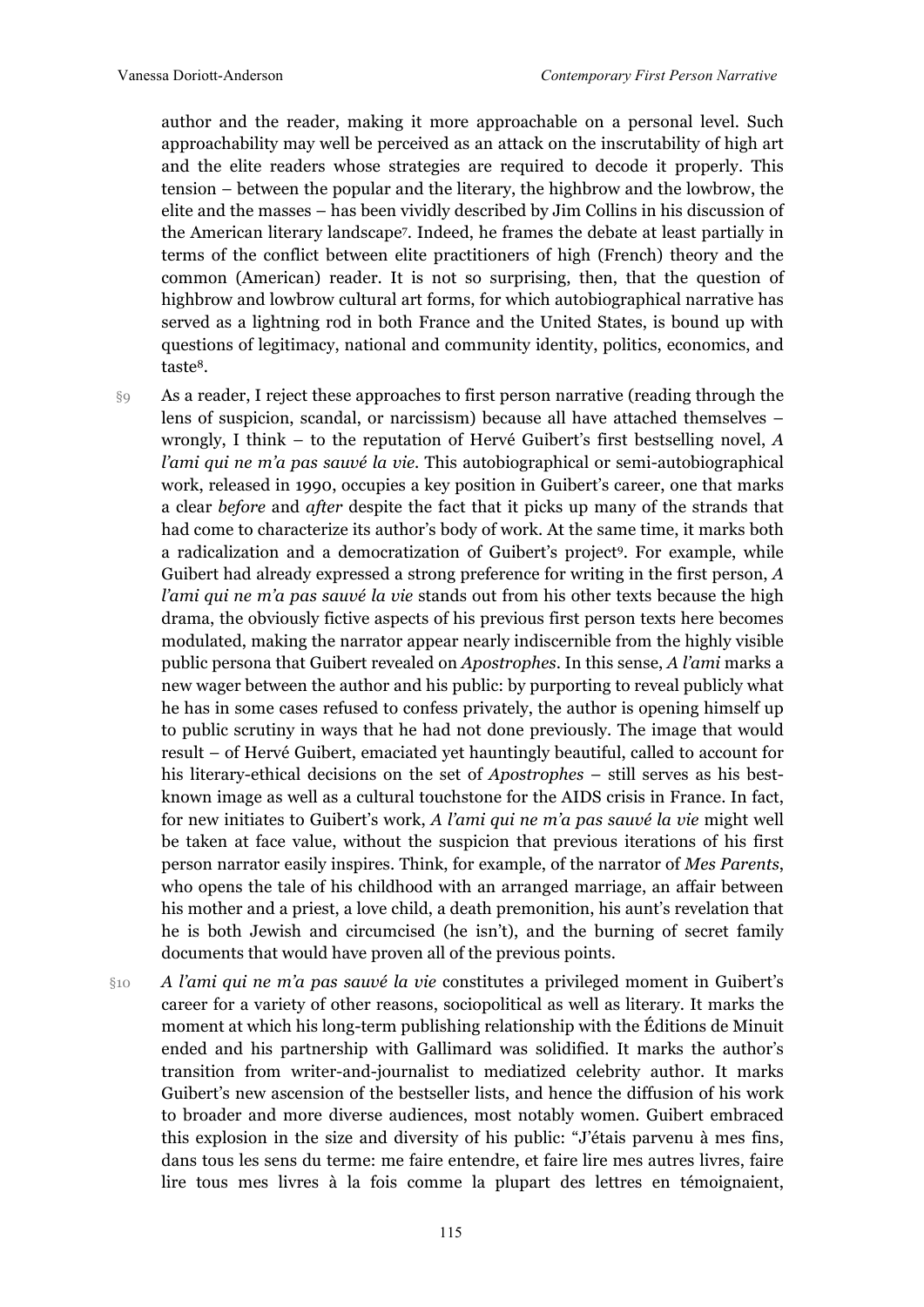author and the reader, making it more approachable on a personal level. Such approachability may well be perceived as an attack on the inscrutability of high art and the elite readers whose strategies are required to decode it properly. This tension – between the popular and the literary, the highbrow and the lowbrow, the elite and the masses – has been vividly described by Jim Collins in his discussion of the American literary landscape[7]. Indeed, he frames the debate at least partially in terms of the conflict between elite practitioners of high (French) theory and the common (American) reader. It is not so surprising, then, that the question of highbrow and lowbrow cultural art forms, for which autobiographical narrative has served as a lightning rod in both France and the United States, is bound up with questions of legitimacy, national and community identity, politics, economics, and taste[8].

§9 As a reader, I reject these approaches to first person narrative (reading through the lens of suspicion, scandal, or narcissism) because all have attached themselves – wrongly, I think – to the reputation of Hervé Guibert's first bestselling novel, *A l'ami qui ne m'a pas sauvé la vie*. This autobiographical or semi-autobiographical work, released in 1990, occupies a key position in Guibert's career, one that marks a clear *before* and *after* despite the fact that it picks up many of the strands that had come to characterize its author's body of work. At the same time, it marks both a radicalization and a democratization of Guibert's project[9]. For example, while Guibert had already expressed a strong preference for writing in the first person, *A l'ami qui ne m'a pas sauvé la vie* stands out from his other texts because the high drama, the obviously fictive aspects of his previous first person texts here becomes modulated, making the narrator appear nearly indiscernible from the highly visible public persona that Guibert revealed on *Apostrophes*. In this sense, *A l'ami* marks a new wager between the author and his public: by purporting to reveal publicly what he has in some cases refused to confess privately, the author is opening himself up to public scrutiny in ways that he had not done previously. The image that would result – of Hervé Guibert, emaciated yet hauntingly beautiful, called to account for his literary-ethical decisions on the set of *Apostrophes* – still serves as his best-known image as well as a cultural touchstone for the AIDS crisis in France. In fact, for new initiates to Guibert's work, *A l'ami qui ne m'a pas sauvé la vie* might well be taken at face value, without the suspicion that previous iterations of his first person narrator easily inspires. Think, for example, of the narrator of *Mes Parents*, who opens the tale of his childhood with an arranged marriage, an affair between his mother and a priest, a love child, a death premonition, his aunt's revelation that he is both Jewish and circumcised (he isn't), and the burning of secret family documents that would have proven all of the previous points.

§10 *A l'ami qui ne m'a pas sauvé la vie* constitutes a privileged moment in Guibert's career for a variety of other reasons, sociopolitical as well as literary. It marks the moment at which his long-term publishing relationship with the Éditions de Minuit ended and his partnership with Gallimard was solidified. It marks the author's transition from writer-and-journalist to mediatized celebrity author. It marks Guibert's new ascension of the bestseller lists, and hence the diffusion of his work to broader and more diverse audiences, most notably women. Guibert embraced this explosion in the size and diversity of his public: "J'étais parvenu à mes fins, dans tous les sens du terme: me faire entendre, et faire lire mes autres livres, faire lire tous mes livres à la fois comme la plupart des lettres en témoignaient,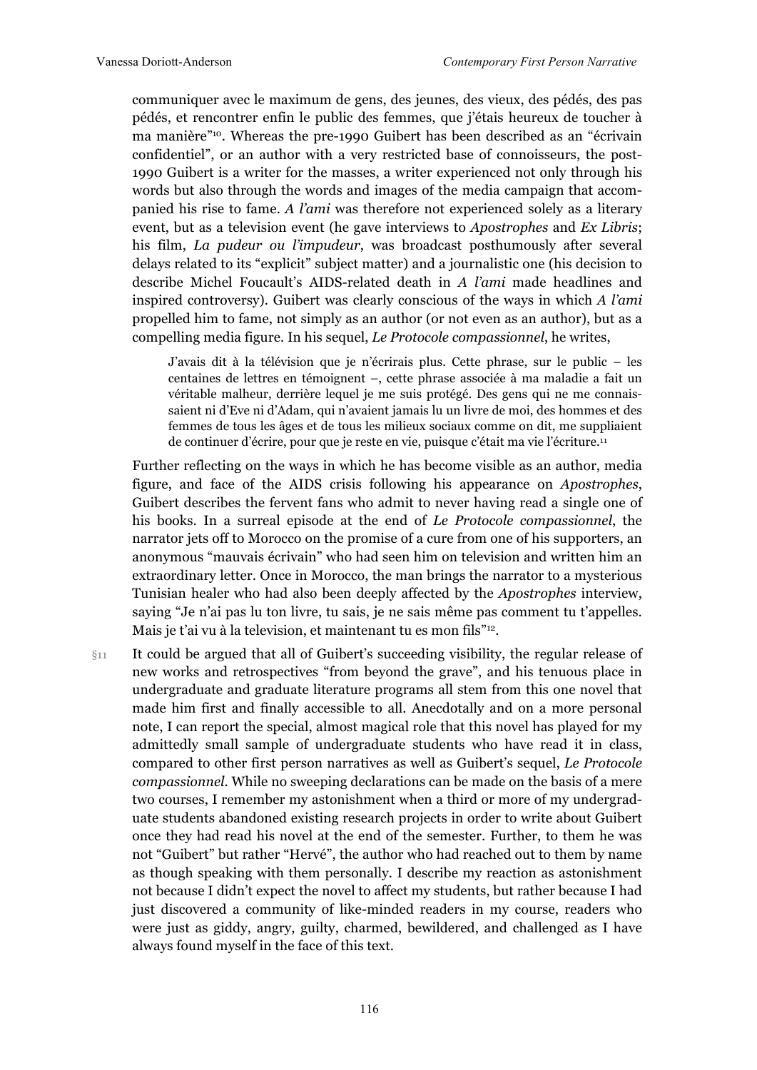communiquer avec le maximum de gens, des jeunes, des vieux, des pédés, des pas pédés, et rencontrer enfin le public des femmes, que j'étais heureux de toucher à ma manière"[10]. Whereas the pre-1990 Guibert has been described as an "écrivain confidentiel", or an author with a very restricted base of connoisseurs, the post-1990 Guibert is a writer for the masses, a writer experienced not only through his words but also through the words and images of the media campaign that accompanied his rise to fame. *A l'ami* was therefore not experienced solely as a literary event, but as a television event (he gave interviews to *Apostrophes* and *Ex Libris*; his film, *La pudeur ou l'impudeur*, was broadcast posthumously after several delays related to its "explicit" subject matter) and a journalistic one (his decision to describe Michel Foucault's AIDS-related death in *A l'ami* made headlines and inspired controversy). Guibert was clearly conscious of the ways in which *A l'ami* propelled him to fame, not simply as an author (or not even as an author), but as a compelling media figure. In his sequel, *Le Protocole compassionnel*, he writes,

> J'avais dit à la télévision que je n'écrirais plus. Cette phrase, sur le public – les centaines de lettres en témoignent –, cette phrase associée à ma maladie a fait un véritable malheur, derrière lequel je me suis protégé. Des gens qui ne me connaissaient ni d'Eve ni d'Adam, qui n'avaient jamais lu un livre de moi, des hommes et des femmes de tous les âges et de tous les milieux sociaux comme on dit, me suppliaient de continuer d'écrire, pour que je reste en vie, puisque c'était ma vie l'écriture.[11]

Further reflecting on the ways in which he has become visible as an author, media figure, and face of the AIDS crisis following his appearance on *Apostrophes*, Guibert describes the fervent fans who admit to never having read a single one of his books. In a surreal episode at the end of *Le Protocole compassionnel*, the narrator jets off to Morocco on the promise of a cure from one of his supporters, an anonymous "mauvais écrivain" who had seen him on television and written him an extraordinary letter. Once in Morocco, the man brings the narrator to a mysterious Tunisian healer who had also been deeply affected by the *Apostrophes* interview, saying "Je n'ai pas lu ton livre, tu sais, je ne sais même pas comment tu t'appelles. Mais je t'ai vu à la television, et maintenant tu es mon fils"[12].

§11 It could be argued that all of Guibert's succeeding visibility, the regular release of new works and retrospectives "from beyond the grave", and his tenuous place in undergraduate and graduate literature programs all stem from this one novel that made him first and finally accessible to all. Anecdotally and on a more personal note, I can report the special, almost magical role that this novel has played for my admittedly small sample of undergraduate students who have read it in class, compared to other first person narratives as well as Guibert's sequel, *Le Protocole compassionnel*. While no sweeping declarations can be made on the basis of a mere two courses, I remember my astonishment when a third or more of my undergraduate students abandoned existing research projects in order to write about Guibert once they had read his novel at the end of the semester. Further, to them he was not "Guibert" but rather "Hervé", the author who had reached out to them by name as though speaking with them personally. I describe my reaction as astonishment not because I didn't expect the novel to affect my students, but rather because I had just discovered a community of like-minded readers in my course, readers who were just as giddy, angry, guilty, charmed, bewildered, and challenged as I have always found myself in the face of this text.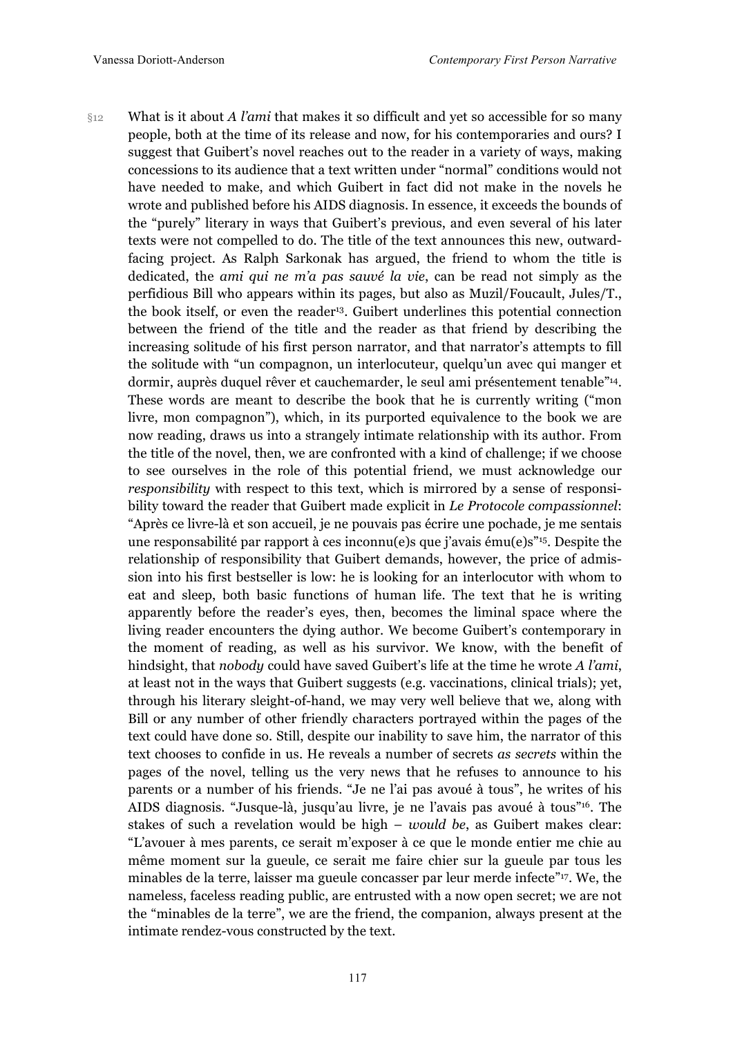§12 What is it about *A l'ami* that makes it so difficult and yet so accessible for so many people, both at the time of its release and now, for his contemporaries and ours? I suggest that Guibert's novel reaches out to the reader in a variety of ways, making concessions to its audience that a text written under "normal" conditions would not have needed to make, and which Guibert in fact did not make in the novels he wrote and published before his AIDS diagnosis. In essence, it exceeds the bounds of the "purely" literary in ways that Guibert's previous, and even several of his later texts were not compelled to do. The title of the text announces this new, outward-facing project. As Ralph Sarkonak has argued, the friend to whom the title is dedicated, the *ami qui ne m'a pas sauvé la vie*, can be read not simply as the perfidious Bill who appears within its pages, but also as Muzil/Foucault, Jules/T., the book itself, or even the reader[13]. Guibert underlines this potential connection between the friend of the title and the reader as that friend by describing the increasing solitude of his first person narrator, and that narrator's attempts to fill the solitude with "un compagnon, un interlocuteur, quelqu'un avec qui manger et dormir, auprès duquel rêver et cauchemarder, le seul ami présentement tenable"[14]. These words are meant to describe the book that he is currently writing ("mon livre, mon compagnon"), which, in its purported equivalence to the book we are now reading, draws us into a strangely intimate relationship with its author. From the title of the novel, then, we are confronted with a kind of challenge; if we choose to see ourselves in the role of this potential friend, we must acknowledge our *responsibility* with respect to this text, which is mirrored by a sense of responsibility toward the reader that Guibert made explicit in *Le Protocole compassionnel*: "Après ce livre-là et son accueil, je ne pouvais pas écrire une pochade, je me sentais une responsabilité par rapport à ces inconnu(e)s que j'avais ému(e)s"[15]. Despite the relationship of responsibility that Guibert demands, however, the price of admission into his first bestseller is low: he is looking for an interlocutor with whom to eat and sleep, both basic functions of human life. The text that he is writing apparently before the reader's eyes, then, becomes the liminal space where the living reader encounters the dying author. We become Guibert's contemporary in the moment of reading, as well as his survivor. We know, with the benefit of hindsight, that *nobody* could have saved Guibert's life at the time he wrote *A l'ami*, at least not in the ways that Guibert suggests (e.g. vaccinations, clinical trials); yet, through his literary sleight-of-hand, we may very well believe that we, along with Bill or any number of other friendly characters portrayed within the pages of the text could have done so. Still, despite our inability to save him, the narrator of this text chooses to confide in us. He reveals a number of secrets *as secrets* within the pages of the novel, telling us the very news that he refuses to announce to his parents or a number of his friends. "Je ne l'ai pas avoué à tous", he writes of his AIDS diagnosis. "Jusque-là, jusqu'au livre, je ne l'avais pas avoué à tous"[16]. The stakes of such a revelation would be high – *would be*, as Guibert makes clear: "L'avouer à mes parents, ce serait m'exposer à ce que le monde entier me chie au même moment sur la gueule, ce serait me faire chier sur la gueule par tous les minables de la terre, laisser ma gueule concasser par leur merde infecte"[17]. We, the nameless, faceless reading public, are entrusted with a now open secret; we are not the "minables de la terre", we are the friend, the companion, always present at the intimate rendez-vous constructed by the text.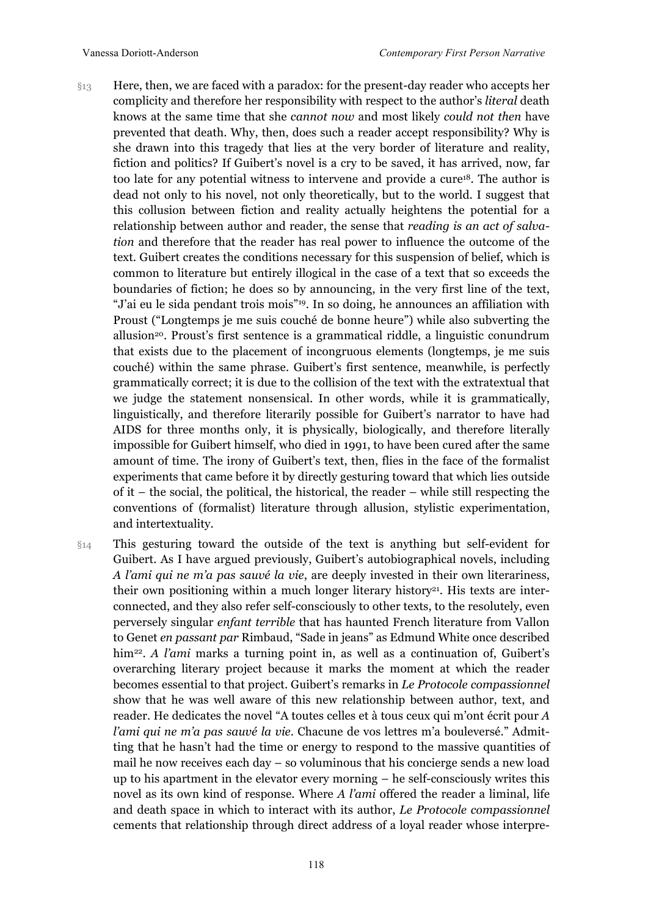§13 Here, then, we are faced with a paradox: for the present-day reader who accepts her complicity and therefore her responsibility with respect to the author's *literal* death knows at the same time that she *cannot now* and most likely *could not then* have prevented that death. Why, then, does such a reader accept responsibility? Why is she drawn into this tragedy that lies at the very border of literature and reality, fiction and politics? If Guibert's novel is a cry to be saved, it has arrived, now, far too late for any potential witness to intervene and provide a cure[18]. The author is dead not only to his novel, not only theoretically, but to the world. I suggest that this collusion between fiction and reality actually heightens the potential for a relationship between author and reader, the sense that *reading is an act of salvation* and therefore that the reader has real power to influence the outcome of the text. Guibert creates the conditions necessary for this suspension of belief, which is common to literature but entirely illogical in the case of a text that so exceeds the boundaries of fiction; he does so by announcing, in the very first line of the text, "J'ai eu le sida pendant trois mois"[19]. In so doing, he announces an affiliation with Proust ("Longtemps je me suis couché de bonne heure") while also subverting the allusion[20]. Proust's first sentence is a grammatical riddle, a linguistic conundrum that exists due to the placement of incongruous elements (longtemps, je me suis couché) within the same phrase. Guibert's first sentence, meanwhile, is perfectly grammatically correct; it is due to the collision of the text with the extratextual that we judge the statement nonsensical. In other words, while it is grammatically, linguistically, and therefore literarily possible for Guibert's narrator to have had AIDS for three months only, it is physically, biologically, and therefore literally impossible for Guibert himself, who died in 1991, to have been cured after the same amount of time. The irony of Guibert's text, then, flies in the face of the formalist experiments that came before it by directly gesturing toward that which lies outside of it – the social, the political, the historical, the reader – while still respecting the conventions of (formalist) literature through allusion, stylistic experimentation, and intertextuality.

§14 This gesturing toward the outside of the text is anything but self-evident for Guibert. As I have argued previously, Guibert's autobiographical novels, including *A l'ami qui ne m'a pas sauvé la vie*, are deeply invested in their own literariness, their own positioning within a much longer literary history[21]. His texts are interconnected, and they also refer self-consciously to other texts, to the resolutely, even perversely singular *enfant terrible* that has haunted French literature from Vallon to Genet *en passant par* Rimbaud, "Sade in jeans" as Edmund White once described him[22]. *A l'ami* marks a turning point in, as well as a continuation of, Guibert's overarching literary project because it marks the moment at which the reader becomes essential to that project. Guibert's remarks in *Le Protocole compassionnel* show that he was well aware of this new relationship between author, text, and reader. He dedicates the novel "A toutes celles et à tous ceux qui m'ont écrit pour *A l'ami qui ne m'a pas sauvé la vie*. Chacune de vos lettres m'a bouleversé." Admitting that he hasn't had the time or energy to respond to the massive quantities of mail he now receives each day – so voluminous that his concierge sends a new load up to his apartment in the elevator every morning – he self-consciously writes this novel as its own kind of response. Where *A l'ami* offered the reader a liminal, life and death space in which to interact with its author, *Le Protocole compassionnel* cements that relationship through direct address of a loyal reader whose interpre-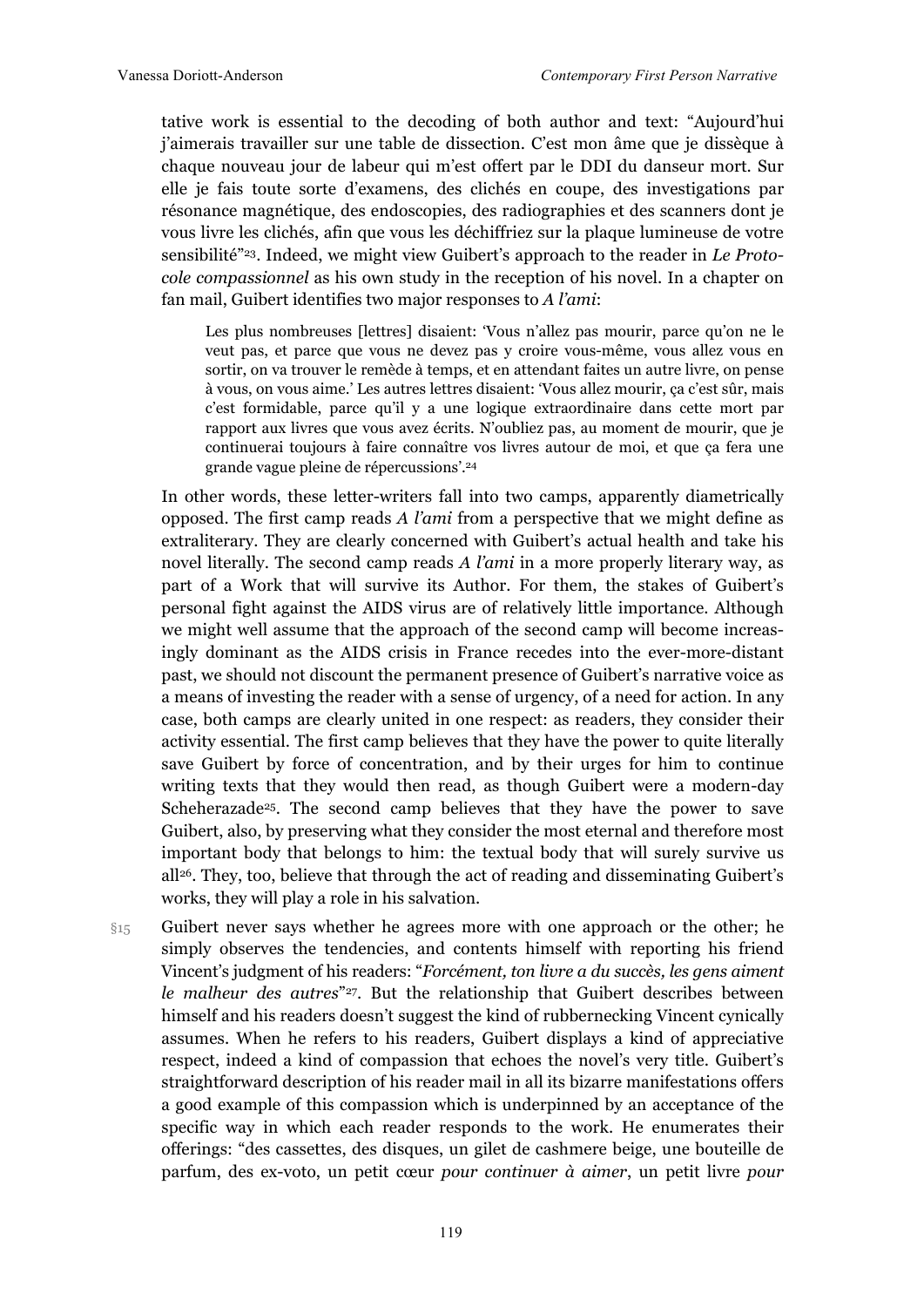tative work is essential to the decoding of both author and text: "Aujourd'hui j'aimerais travailler sur une table de dissection. C'est mon âme que je dissèque à chaque nouveau jour de labeur qui m'est offert par le DDI du danseur mort. Sur elle je fais toute sorte d'examens, des clichés en coupe, des investigations par résonance magnétique, des endoscopies, des radiographies et des scanners dont je vous livre les clichés, afin que vous les déchiffriez sur la plaque lumineuse de votre sensibilité"[23]. Indeed, we might view Guibert's approach to the reader in *Le Protocole compassionnel* as his own study in the reception of his novel. In a chapter on fan mail, Guibert identifies two major responses to *A l'ami*:

> Les plus nombreuses [lettres] disaient: 'Vous n'allez pas mourir, parce qu'on ne le veut pas, et parce que vous ne devez pas y croire vous-même, vous allez vous en sortir, on va trouver le remède à temps, et en attendant faites un autre livre, on pense à vous, on vous aime.' Les autres lettres disaient: 'Vous allez mourir, ça c'est sûr, mais c'est formidable, parce qu'il y a une logique extraordinaire dans cette mort par rapport aux livres que vous avez écrits. N'oubliez pas, au moment de mourir, que je continuerai toujours à faire connaître vos livres autour de moi, et que ça fera une grande vague pleine de répercussions'.[24]

In other words, these letter-writers fall into two camps, apparently diametrically opposed. The first camp reads *A l'ami* from a perspective that we might define as extraliterary. They are clearly concerned with Guibert's actual health and take his novel literally. The second camp reads *A l'ami* in a more properly literary way, as part of a Work that will survive its Author. For them, the stakes of Guibert's personal fight against the AIDS virus are of relatively little importance. Although we might well assume that the approach of the second camp will become increasingly dominant as the AIDS crisis in France recedes into the ever-more-distant past, we should not discount the permanent presence of Guibert's narrative voice as a means of investing the reader with a sense of urgency, of a need for action. In any case, both camps are clearly united in one respect: as readers, they consider their activity essential. The first camp believes that they have the power to quite literally save Guibert by force of concentration, and by their urges for him to continue writing texts that they would then read, as though Guibert were a modern-day Scheherazade[25]. The second camp believes that they have the power to save Guibert, also, by preserving what they consider the most eternal and therefore most important body that belongs to him: the textual body that will surely survive us all[26]. They, too, believe that through the act of reading and disseminating Guibert's works, they will play a role in his salvation.

§15 Guibert never says whether he agrees more with one approach or the other; he simply observes the tendencies, and contents himself with reporting his friend Vincent's judgment of his readers: "*Forcément, ton livre a du succès, les gens aiment le malheur des autres*"[27]. But the relationship that Guibert describes between himself and his readers doesn't suggest the kind of rubbernecking Vincent cynically assumes. When he refers to his readers, Guibert displays a kind of appreciative respect, indeed a kind of compassion that echoes the novel's very title. Guibert's straightforward description of his reader mail in all its bizarre manifestations offers a good example of this compassion which is underpinned by an acceptance of the specific way in which each reader responds to the work. He enumerates their offerings: "des cassettes, des disques, un gilet de cashmere beige, une bouteille de parfum, des ex-voto, un petit cœur *pour continuer à aimer*, un petit livre *pour*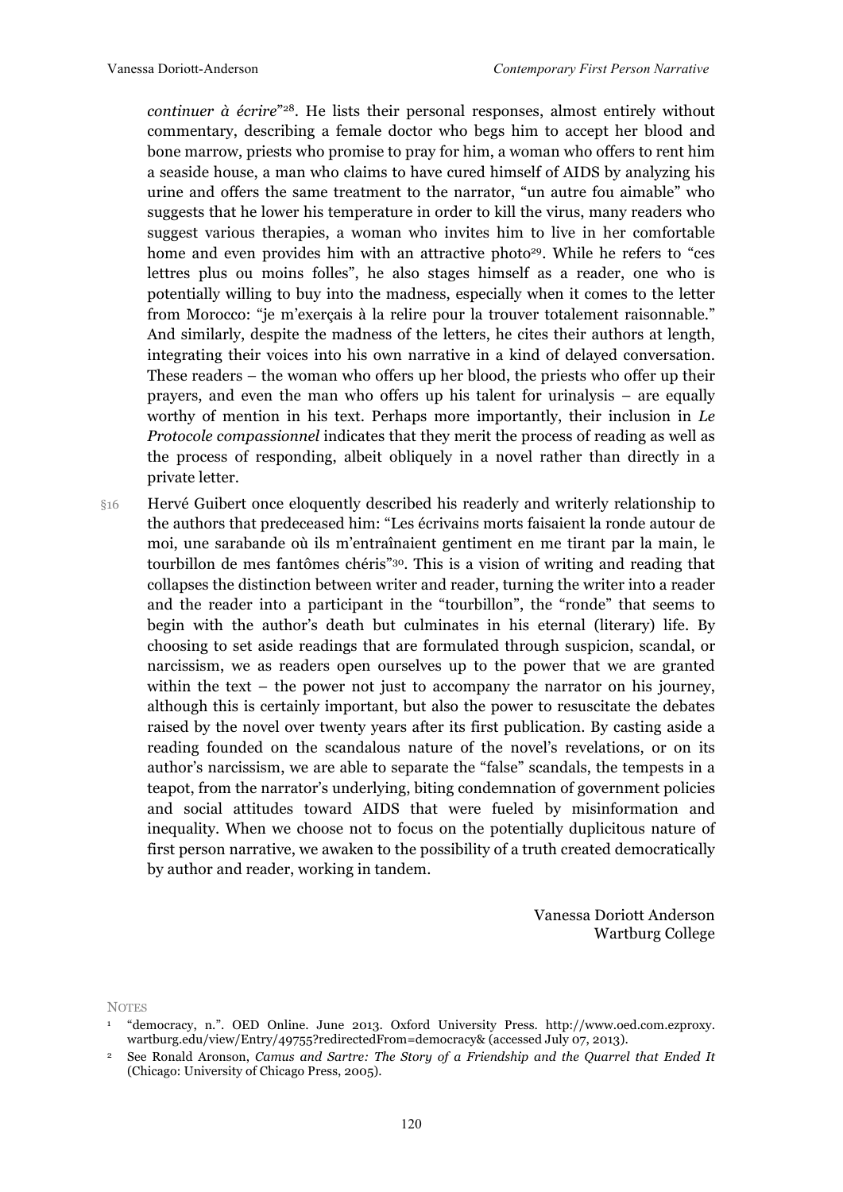*continuer à écrire*"[28]. He lists their personal responses, almost entirely without commentary, describing a female doctor who begs him to accept her blood and bone marrow, priests who promise to pray for him, a woman who offers to rent him a seaside house, a man who claims to have cured himself of AIDS by analyzing his urine and offers the same treatment to the narrator, "un autre fou aimable" who suggests that he lower his temperature in order to kill the virus, many readers who suggest various therapies, a woman who invites him to live in her comfortable home and even provides him with an attractive photo[29]. While he refers to "ces lettres plus ou moins folles", he also stages himself as a reader, one who is potentially willing to buy into the madness, especially when it comes to the letter from Morocco: "je m'exerçais à la relire pour la trouver totalement raisonnable." And similarly, despite the madness of the letters, he cites their authors at length, integrating their voices into his own narrative in a kind of delayed conversation. These readers – the woman who offers up her blood, the priests who offer up their prayers, and even the man who offers up his talent for urinalysis – are equally worthy of mention in his text. Perhaps more importantly, their inclusion in *Le Protocole compassionnel* indicates that they merit the process of reading as well as the process of responding, albeit obliquely in a novel rather than directly in a private letter.

§16 Hervé Guibert once eloquently described his readerly and writerly relationship to the authors that predeceased him: "Les écrivains morts faisaient la ronde autour de moi, une sarabande où ils m'entraînaient gentiment en me tirant par la main, le tourbillon de mes fantômes chéris"[30]. This is a vision of writing and reading that collapses the distinction between writer and reader, turning the writer into a reader and the reader into a participant in the "tourbillon", the "ronde" that seems to begin with the author's death but culminates in his eternal (literary) life. By choosing to set aside readings that are formulated through suspicion, scandal, or narcissism, we as readers open ourselves up to the power that we are granted within the text – the power not just to accompany the narrator on his journey, although this is certainly important, but also the power to resuscitate the debates raised by the novel over twenty years after its first publication. By casting aside a reading founded on the scandalous nature of the novel's revelations, or on its author's narcissism, we are able to separate the "false" scandals, the tempests in a teapot, from the narrator's underlying, biting condemnation of government policies and social attitudes toward AIDS that were fueled by misinformation and inequality. When we choose not to focus on the potentially duplicitous nature of first person narrative, we awaken to the possibility of a truth created democratically by author and reader, working in tandem.

Vanessa Doriott Anderson
Wartburg College

NOTES

1 "democracy, n.". OED Online. June 2013. Oxford University Press. http://www.oed.com.ezproxy.wartburg.edu/view/Entry/49755?redirectedFrom=democracy& (accessed July 07, 2013).

2 See Ronald Aronson, *Camus and Sartre: The Story of a Friendship and the Quarrel that Ended It* (Chicago: University of Chicago Press, 2005).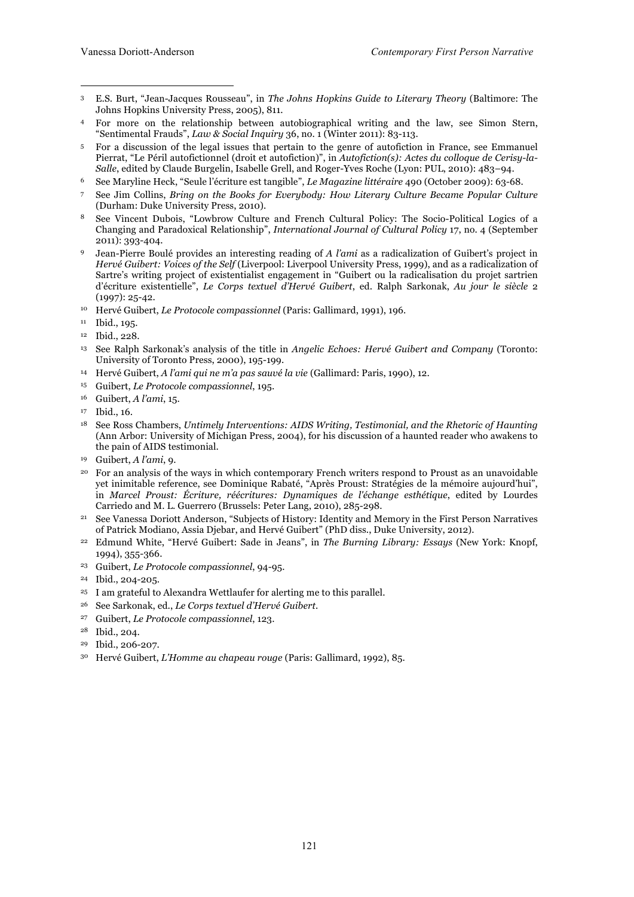[3] E.S. Burt, “Jean-Jacques Rousseau”, in *The Johns Hopkins Guide to Literary Theory* (Baltimore: The Johns Hopkins University Press, 2005), 811.

[4] For more on the relationship between autobiographical writing and the law, see Simon Stern, “Sentimental Frauds”, *Law & Social Inquiry* 36, no. 1 (Winter 2011): 83-113.

[5] For a discussion of the legal issues that pertain to the genre of autofiction in France, see Emmanuel Pierrat, “Le Péril autofictionnel (droit et autofiction)”, in *Autofiction(s): Actes du colloque de Cerisy-la-Salle*, edited by Claude Burgelin, Isabelle Grell, and Roger-Yves Roche (Lyon: PUL, 2010): 483–94.

[6] See Maryline Heck, “Seule l’écriture est tangible”, *Le Magazine littéraire* 490 (October 2009): 63-68.

[7] See Jim Collins, *Bring on the Books for Everybody: How Literary Culture Became Popular Culture* (Durham: Duke University Press, 2010).

[8] See Vincent Dubois, “Lowbrow Culture and French Cultural Policy: The Socio-Political Logics of a Changing and Paradoxical Relationship”, *International Journal of Cultural Policy* 17, no. 4 (September 2011): 393-404.

[9] Jean-Pierre Boulé provides an interesting reading of *A l’ami* as a radicalization of Guibert’s project in *Hervé Guibert: Voices of the Self* (Liverpool: Liverpool University Press, 1999), and as a radicalization of Sartre’s writing project of existentialist engagement in “Guibert ou la radicalisation du projet sartrien d’écriture existentielle”, *Le Corps textuel d’Hervé Guibert*, ed. Ralph Sarkonak, *Au jour le siècle* 2 (1997): 25-42.

[10] Hervé Guibert, *Le Protocole compassionnel* (Paris: Gallimard, 1991), 196.

[11] Ibid., 195.

[12] Ibid., 228.

[13] See Ralph Sarkonak’s analysis of the title in *Angelic Echoes: Hervé Guibert and Company* (Toronto: University of Toronto Press, 2000), 195-199.

[14] Hervé Guibert, *A l’ami qui ne m’a pas sauvé la vie* (Gallimard: Paris, 1990), 12.

[15] Guibert, *Le Protocole compassionnel*, 195.

[16] Guibert, *A l’ami*, 15.

[17] Ibid., 16.

[18] See Ross Chambers, *Untimely Interventions: AIDS Writing, Testimonial, and the Rhetoric of Haunting* (Ann Arbor: University of Michigan Press, 2004), for his discussion of a haunted reader who awakens to the pain of AIDS testimonial.

[19] Guibert, *A l’ami*, 9.

[20] For an analysis of the ways in which contemporary French writers respond to Proust as an unavoidable yet inimitable reference, see Dominique Rabaté, “Après Proust: Stratégies de la mémoire aujourd’hui”, in *Marcel Proust: Écriture, réécritures: Dynamiques de l’échange esthétique*, edited by Lourdes Carriedo and M. L. Guerrero (Brussels: Peter Lang, 2010), 285-298.

[21] See Vanessa Doriott Anderson, “Subjects of History: Identity and Memory in the First Person Narratives of Patrick Modiano, Assia Djebar, and Hervé Guibert” (PhD diss., Duke University, 2012).

[22] Edmund White, “Hervé Guibert: Sade in Jeans”, in *The Burning Library: Essays* (New York: Knopf, 1994), 355-366.

[23] Guibert, *Le Protocole compassionnel*, 94-95.

[24] Ibid., 204-205.

[25] I am grateful to Alexandra Wettlaufer for alerting me to this parallel.

[26] See Sarkonak, ed., *Le Corps textuel d’Hervé Guibert*.

[27] Guibert, *Le Protocole compassionnel*, 123.

[28] Ibid., 204.

[29] Ibid., 206-207.

[30] Hervé Guibert, *L’Homme au chapeau rouge* (Paris: Gallimard, 1992), 85.